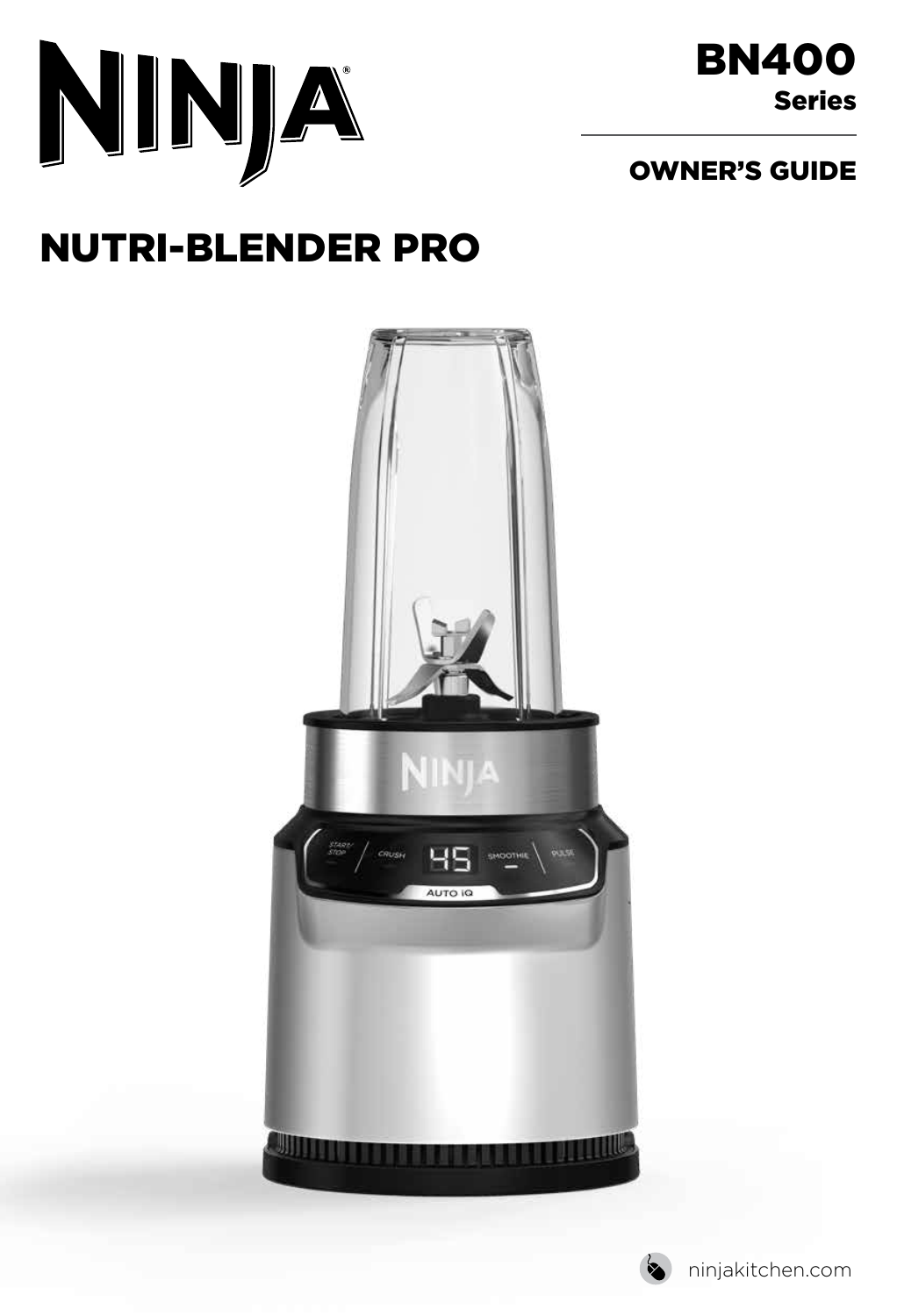# NINJA®

BN400 Series

OWNER'S GUIDE

# NUTRI-BLENDER PRO

ninjakitchen.com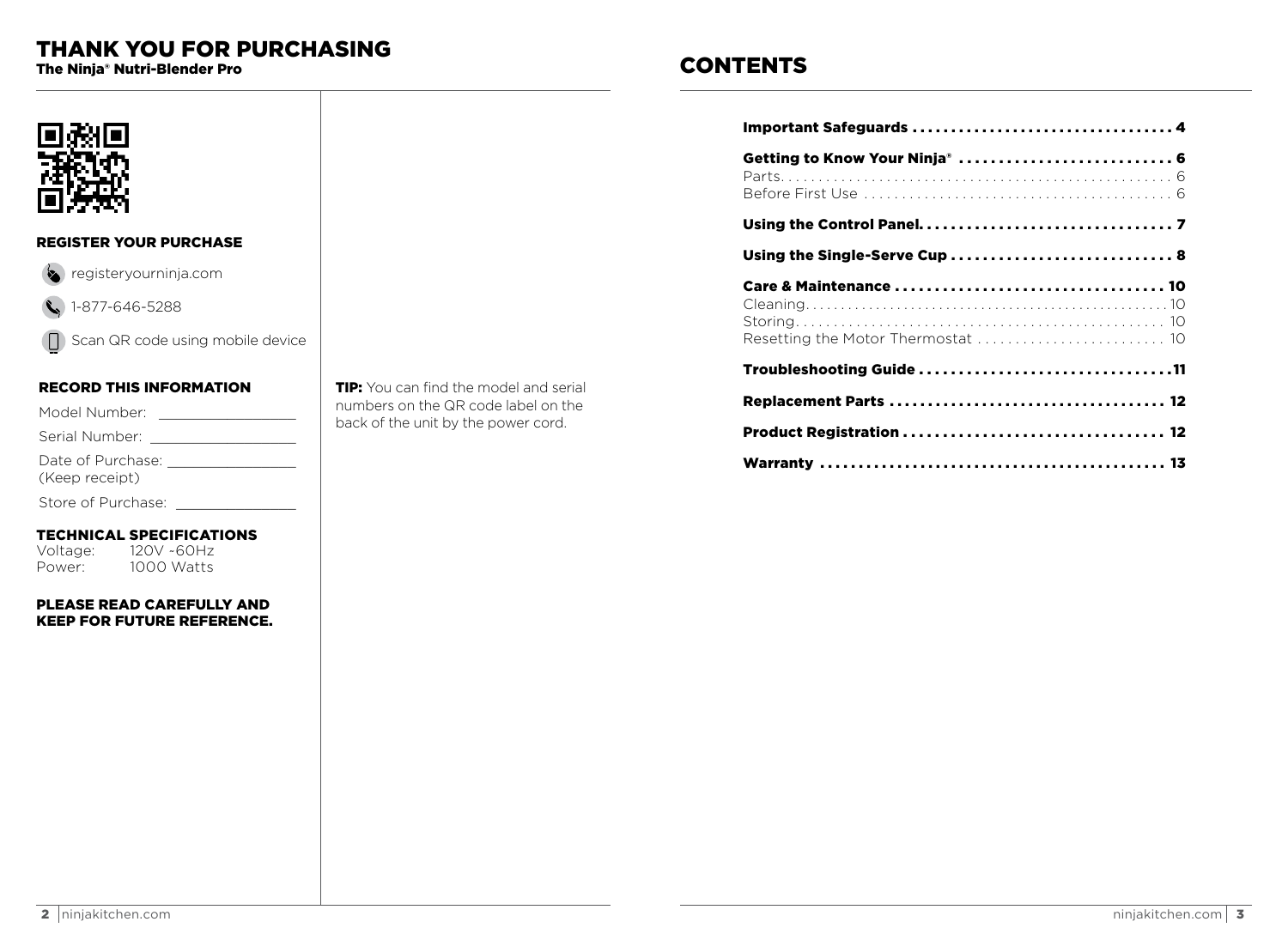# THANK YOU FOR PURCHASING

**The Ninja® Nutri-Blender Pro**

## REGISTER YOUR PURCHASE

- registeryourninja.com
- 1-877-646-5288
- Scan QR code using mobile device

## RECORD THIS INFORMATION

Model Number: \_\_\_\_\_\_\_\_\_\_\_\_\_\_\_\_

Serial Number: \_\_\_\_\_\_\_\_\_\_\_\_\_\_\_\_

Date of Purchase: \_\_\_\_\_\_\_\_\_\_\_\_\_\_\_\_
(Keep receipt)

Store of Purchase: \_\_\_\_\_\_\_\_\_\_\_\_\_\_\_\_

## TECHNICAL SPECIFICATIONS

Voltage: 120V ~60Hz
Power: 1000 Watts

**PLEASE READ CAREFULLY AND KEEP FOR FUTURE REFERENCE.**

**TIP:** You can find the model and serial numbers on the QR code label on the back of the unit by the power cord.

# CONTENTS

**Important Safeguards** .......... 4

**Getting to Know Your Ninja®** .......... 6
Parts .......... 6
Before First Use .......... 6

**Using the Control Panel** .......... 7

**Using the Single-Serve Cup** .......... 8

**Care & Maintenance** .......... 10
Cleaning .......... 10
Storing .......... 10
Resetting the Motor Thermostat .......... 10

**Troubleshooting Guide** .......... 11

**Replacement Parts** .......... 12

**Product Registration** .......... 12

**Warranty** .......... 13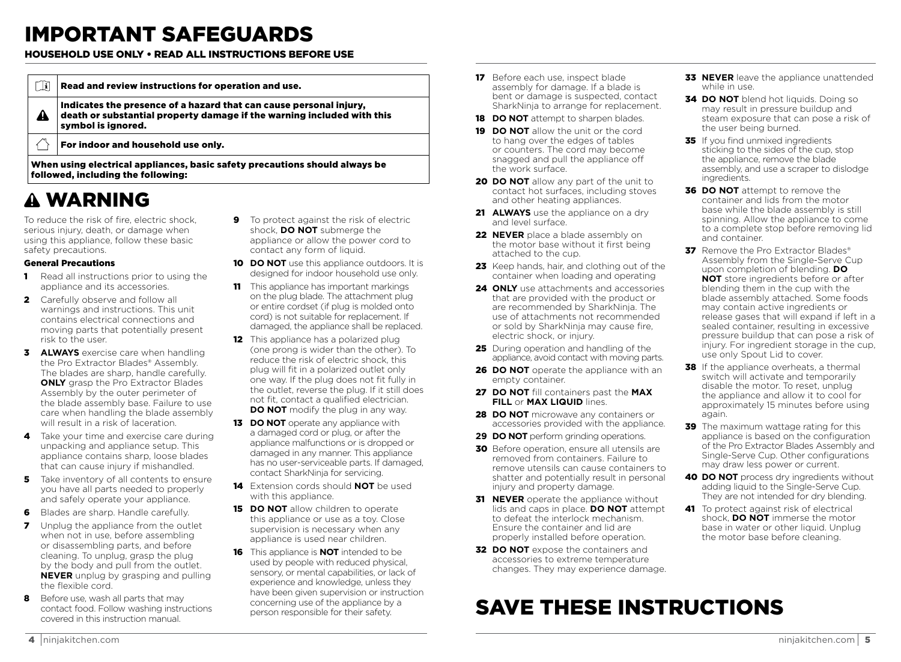# IMPORTANT SAFEGUARDS

**HOUSEHOLD USE ONLY • READ ALL INSTRUCTIONS BEFORE USE**

| | |
|---|---|
| | **Read and review instructions for operation and use.** |
| ⚠ | **Indicates the presence of a hazard that can cause personal injury, death or substantial property damage if the warning included with this symbol is ignored.** |
| | **For indoor and household use only.** |

**When using electrical appliances, basic safety precautions should always be followed, including the following:**

# ⚠ WARNING

To reduce the risk of fire, electric shock, serious injury, death, or damage when using this appliance, follow these basic safety precautions.

### General Precautions

1. Read all instructions prior to using the appliance and its accessories.
2. Carefully observe and follow all warnings and instructions. This unit contains electrical connections and moving parts that potentially present risk to the user.
3. **ALWAYS** exercise care when handling the Pro Extractor Blades® Assembly. The blades are sharp, handle carefully. **ONLY** grasp the Pro Extractor Blades Assembly by the outer perimeter of the blade assembly base. Failure to use care when handling the blade assembly will result in a risk of laceration.
4. Take your time and exercise care during unpacking and appliance setup. This appliance contains sharp, loose blades that can cause injury if mishandled.
5. Take inventory of all contents to ensure you have all parts needed to properly and safely operate your appliance.
6. Blades are sharp. Handle carefully.
7. Unplug the appliance from the outlet when not in use, before assembling or disassembling parts, and before cleaning. To unplug, grasp the plug by the body and pull from the outlet. **NEVER** unplug by grasping and pulling the flexible cord.
8. Before use, wash all parts that may contact food. Follow washing instructions covered in this instruction manual.
9. To protect against the risk of electric shock, **DO NOT** submerge the appliance or allow the power cord to contact any form of liquid.
10. **DO NOT** use this appliance outdoors. It is designed for indoor household use only.
11. This appliance has important markings on the plug blade. The attachment plug or entire cordset (if plug is molded onto cord) is not suitable for replacement. If damaged, the appliance shall be replaced.
12. This appliance has a polarized plug (one prong is wider than the other). To reduce the risk of electric shock, this plug will fit in a polarized outlet only one way. If the plug does not fit fully in the outlet, reverse the plug. If it still does not fit, contact a qualified electrician. **DO NOT** modify the plug in any way.
13. **DO NOT** operate any appliance with a damaged cord or plug, or after the appliance malfunctions or is dropped or damaged in any manner. This appliance has no user-serviceable parts. If damaged, contact SharkNinja for servicing.
14. Extension cords should **NOT** be used with this appliance.
15. **DO NOT** allow children to operate this appliance or use as a toy. Close supervision is necessary when any appliance is used near children.
16. This appliance is **NOT** intended to be used by people with reduced physical, sensory, or mental capabilities, or lack of experience and knowledge, unless they have been given supervision or instruction concerning use of the appliance by a person responsible for their safety.
17. Before each use, inspect blade assembly for damage. If a blade is bent or damage is suspected, contact SharkNinja to arrange for replacement.
18. **DO NOT** attempt to sharpen blades.
19. **DO NOT** allow the unit or the cord to hang over the edges of tables or counters. The cord may become snagged and pull the appliance off the work surface.
20. **DO NOT** allow any part of the unit to contact hot surfaces, including stoves and other heating appliances.
21. **ALWAYS** use the appliance on a dry and level surface.
22. **NEVER** place a blade assembly on the motor base without it first being attached to the cup.
23. Keep hands, hair, and clothing out of the container when loading and operating
24. **ONLY** use attachments and accessories that are provided with the product or are recommended by SharkNinja. The use of attachments not recommended or sold by SharkNinja may cause fire, electric shock, or injury.
25. During operation and handling of the appliance, avoid contact with moving parts.
26. **DO NOT** operate the appliance with an empty container.
27. **DO NOT** fill containers past the **MAX FILL** or **MAX LIQUID** lines.
28. **DO NOT** microwave any containers or accessories provided with the appliance.
29. **DO NOT** perform grinding operations.
30. Before operation, ensure all utensils are removed from containers. Failure to remove utensils can cause containers to shatter and potentially result in personal injury and property damage.
31. **NEVER** operate the appliance without lids and caps in place. **DO NOT** attempt to defeat the interlock mechanism. Ensure the container and lid are properly installed before operation.
32. **DO NOT** expose the containers and accessories to extreme temperature changes. They may experience damage.
33. **NEVER** leave the appliance unattended while in use.
34. **DO NOT** blend hot liquids. Doing so may result in pressure buildup and steam exposure that can pose a risk of the user being burned.
35. If you find unmixed ingredients sticking to the sides of the cup, stop the appliance, remove the blade assembly, and use a scraper to dislodge ingredients.
36. **DO NOT** attempt to remove the container and lids from the motor base while the blade assembly is still spinning. Allow the appliance to come to a complete stop before removing lid and container.
37. Remove the Pro Extractor Blades® Assembly from the Single-Serve Cup upon completion of blending. **DO NOT** store ingredients before or after blending them in the cup with the blade assembly attached. Some foods may contain active ingredients or release gases that will expand if left in a sealed container, resulting in excessive pressure buildup that can pose a risk of injury. For ingredient storage in the cup, use only Spout Lid to cover.
38. If the appliance overheats, a thermal switch will activate and temporarily disable the motor. To reset, unplug the appliance and allow it to cool for approximately 15 minutes before using again.
39. The maximum wattage rating for this appliance is based on the configuration of the Pro Extractor Blades Assembly and Single-Serve Cup. Other configurations may draw less power or current.
40. **DO NOT** process dry ingredients without adding liquid to the Single-Serve Cup. They are not intended for dry blending.
41. To protect against risk of electrical shock, **DO NOT** immerse the motor base in water or other liquid. Unplug the motor base before cleaning.

# SAVE THESE INSTRUCTIONS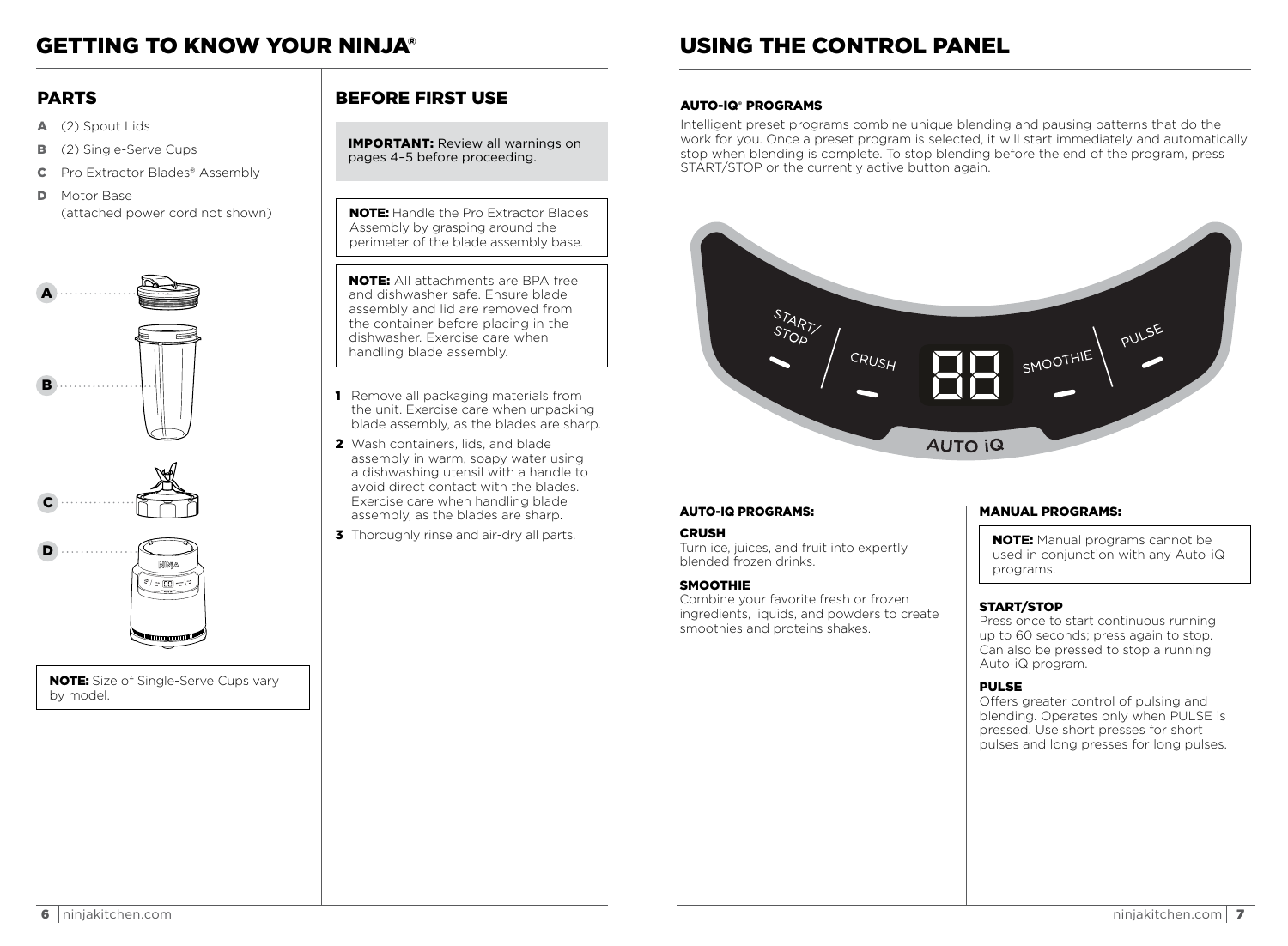# GETTING TO KNOW YOUR NINJA®

## PARTS

- **A** (2) Spout Lids
- **B** (2) Single-Serve Cups
- **C** Pro Extractor Blades® Assembly
- **D** Motor Base (attached power cord not shown)

**NOTE:** Size of Single-Serve Cups vary by model.

## BEFORE FIRST USE

**IMPORTANT:** Review all warnings on pages 4–5 before proceeding.

**NOTE:** Handle the Pro Extractor Blades Assembly by grasping around the perimeter of the blade assembly base.

**NOTE:** All attachments are BPA free and dishwasher safe. Ensure blade assembly and lid are removed from the container before placing in the dishwasher. Exercise care when handling blade assembly.

1. Remove all packaging materials from the unit. Exercise care when unpacking blade assembly, as the blades are sharp.
2. Wash containers, lids, and blade assembly in warm, soapy water using a dishwashing utensil with a handle to avoid direct contact with the blades. Exercise care when handling blade assembly, as the blades are sharp.
3. Thoroughly rinse and air-dry all parts.

# USING THE CONTROL PANEL

### AUTO-IQ® PROGRAMS

Intelligent preset programs combine unique blending and pausing patterns that do the work for you. Once a preset program is selected, it will start immediately and automatically stop when blending is complete. To stop blending before the end of the program, press START/STOP or the currently active button again.

START/STOP | CRUSH | SMOOTHIE | PULSE

AUTO iQ

### AUTO-IQ PROGRAMS:

**CRUSH**
Turn ice, juices, and fruit into expertly blended frozen drinks.

**SMOOTHIE**
Combine your favorite fresh or frozen ingredients, liquids, and powders to create smoothies and proteins shakes.

### MANUAL PROGRAMS:

**NOTE:** Manual programs cannot be used in conjunction with any Auto-iQ programs.

**START/STOP**
Press once to start continuous running up to 60 seconds; press again to stop. Can also be pressed to stop a running Auto-iQ program.

**PULSE**
Offers greater control of pulsing and blending. Operates only when PULSE is pressed. Use short presses for short pulses and long presses for long pulses.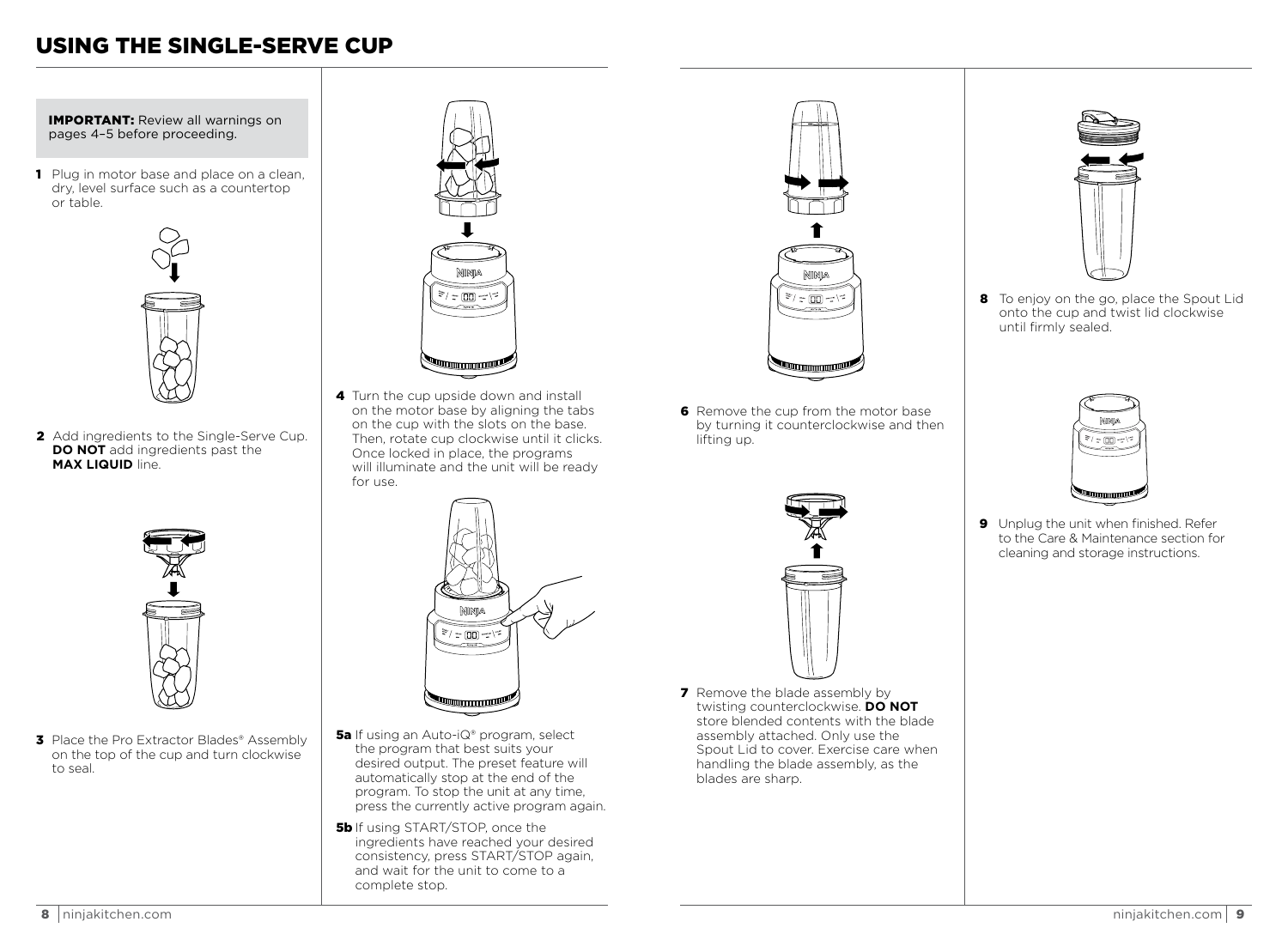# USING THE SINGLE-SERVE CUP

**IMPORTANT:** Review all warnings on pages 4–5 before proceeding.

**1** Plug in motor base and place on a clean, dry, level surface such as a countertop or table.

**2** Add ingredients to the Single-Serve Cup. **DO NOT** add ingredients past the **MAX LIQUID** line.

**3** Place the Pro Extractor Blades® Assembly on the top of the cup and turn clockwise to seal.

**4** Turn the cup upside down and install on the motor base by aligning the tabs on the cup with the slots on the base. Then, rotate cup clockwise until it clicks. Once locked in place, the programs will illuminate and the unit will be ready for use.

**5a** If using an Auto-iQ® program, select the program that best suits your desired output. The preset feature will automatically stop at the end of the program. To stop the unit at any time, press the currently active program again.

**5b** If using START/STOP, once the ingredients have reached your desired consistency, press START/STOP again, and wait for the unit to come to a complete stop.

**6** Remove the cup from the motor base by turning it counterclockwise and then lifting up.

**7** Remove the blade assembly by twisting counterclockwise. **DO NOT** store blended contents with the blade assembly attached. Only use the Spout Lid to cover. Exercise care when handling the blade assembly, as the blades are sharp.

**8** To enjoy on the go, place the Spout Lid onto the cup and twist lid clockwise until firmly sealed.

**9** Unplug the unit when finished. Refer to the Care & Maintenance section for cleaning and storage instructions.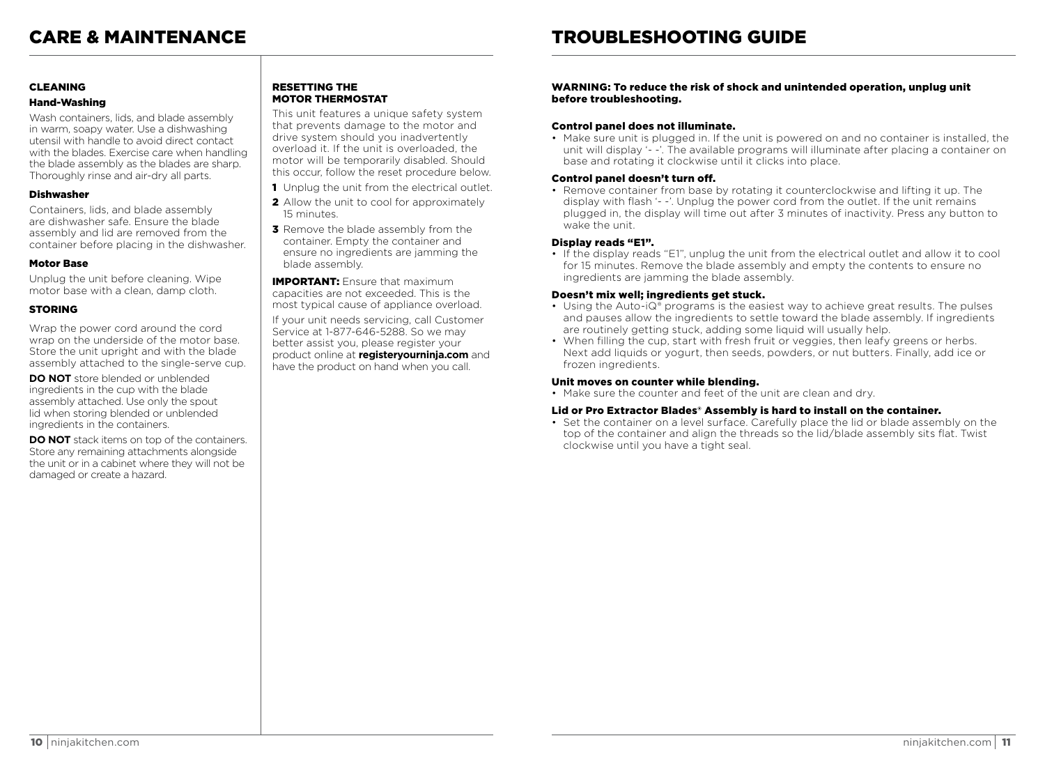# CARE & MAINTENANCE

## CLEANING

### Hand-Washing

Wash containers, lids, and blade assembly in warm, soapy water. Use a dishwashing utensil with handle to avoid direct contact with the blades. Exercise care when handling the blade assembly as the blades are sharp. Thoroughly rinse and air-dry all parts.

### Dishwasher

Containers, lids, and blade assembly are dishwasher safe. Ensure the blade assembly and lid are removed from the container before placing in the dishwasher.

### Motor Base

Unplug the unit before cleaning. Wipe motor base with a clean, damp cloth.

## STORING

Wrap the power cord around the cord wrap on the underside of the motor base. Store the unit upright and with the blade assembly attached to the single-serve cup.

**DO NOT** store blended or unblended ingredients in the cup with the blade assembly attached. Use only the spout lid when storing blended or unblended ingredients in the containers.

**DO NOT** stack items on top of the containers. Store any remaining attachments alongside the unit or in a cabinet where they will not be damaged or create a hazard.

## RESETTING THE MOTOR THERMOSTAT

This unit features a unique safety system that prevents damage to the motor and drive system should you inadvertently overload it. If the unit is overloaded, the motor will be temporarily disabled. Should this occur, follow the reset procedure below.

1. Unplug the unit from the electrical outlet.
2. Allow the unit to cool for approximately 15 minutes.
3. Remove the blade assembly from the container. Empty the container and ensure no ingredients are jamming the blade assembly.

**IMPORTANT:** Ensure that maximum capacities are not exceeded. This is the most typical cause of appliance overload.

If your unit needs servicing, call Customer Service at 1-877-646-5288. So we may better assist you, please register your product online at **registeryourninja.com** and have the product on hand when you call.

# TROUBLESHOOTING GUIDE

**WARNING: To reduce the risk of shock and unintended operation, unplug unit before troubleshooting.**

### Control panel does not illuminate.

- Make sure unit is plugged in. If the unit is powered on and no container is installed, the unit will display '- -'. The available programs will illuminate after placing a container on base and rotating it clockwise until it clicks into place.

### Control panel doesn't turn off.

- Remove container from base by rotating it counterclockwise and lifting it up. The display with flash '- -'. Unplug the power cord from the outlet. If the unit remains plugged in, the display will time out after 3 minutes of inactivity. Press any button to wake the unit.

### Display reads "E1".

- If the display reads "E1", unplug the unit from the electrical outlet and allow it to cool for 15 minutes. Remove the blade assembly and empty the contents to ensure no ingredients are jamming the blade assembly.

### Doesn't mix well; ingredients get stuck.

- Using the Auto-iQ® programs is the easiest way to achieve great results. The pulses and pauses allow the ingredients to settle toward the blade assembly. If ingredients are routinely getting stuck, adding some liquid will usually help.
- When filling the cup, start with fresh fruit or veggies, then leafy greens or herbs. Next add liquids or yogurt, then seeds, powders, or nut butters. Finally, add ice or frozen ingredients.

### Unit moves on counter while blending.

- Make sure the counter and feet of the unit are clean and dry.

### Lid or Pro Extractor Blades® Assembly is hard to install on the container.

- Set the container on a level surface. Carefully place the lid or blade assembly on the top of the container and align the threads so the lid/blade assembly sits flat. Twist clockwise until you have a tight seal.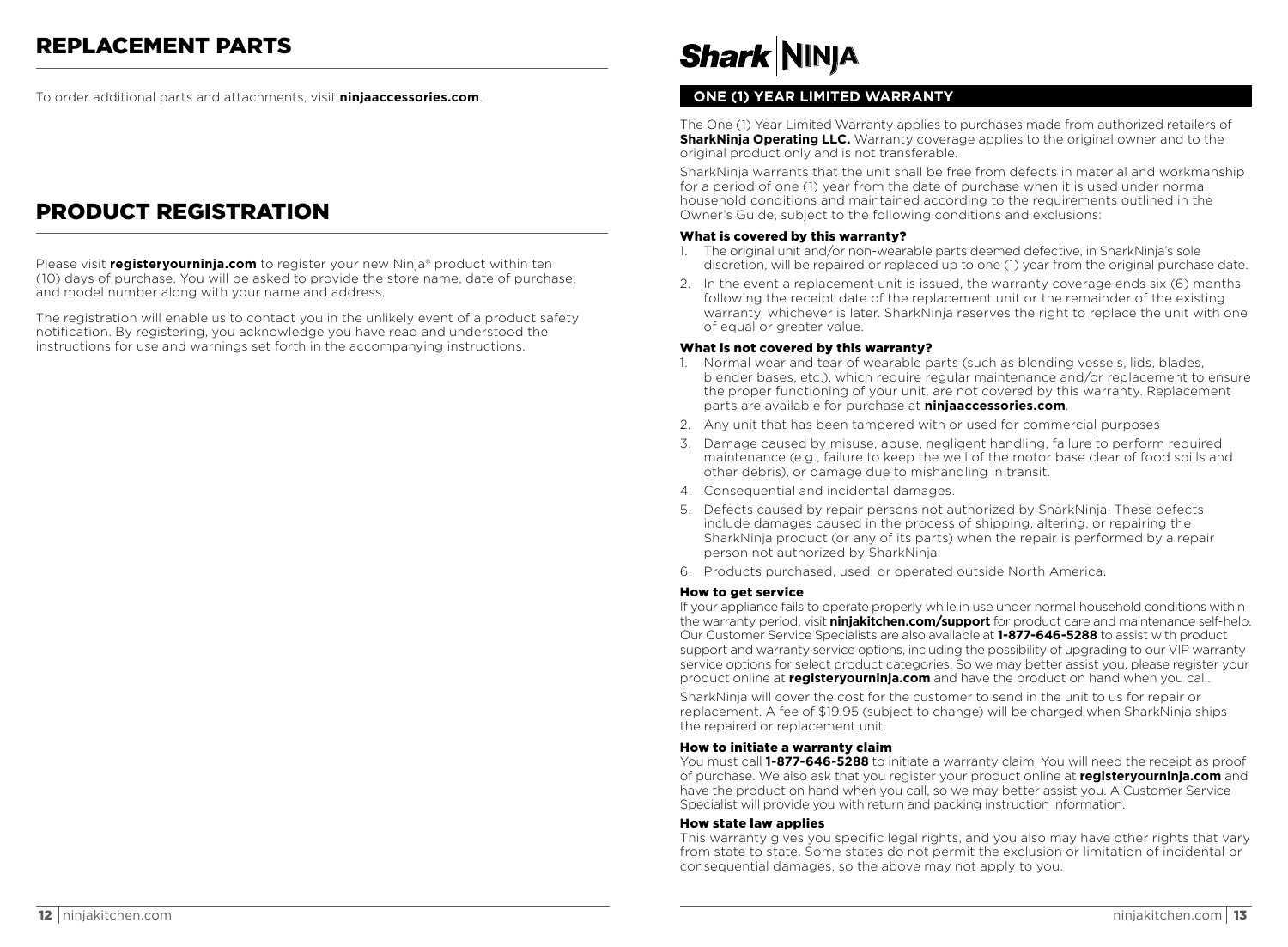## REPLACEMENT PARTS

To order additional parts and attachments, visit **ninjaaccessories.com**.

## PRODUCT REGISTRATION

Please visit **registeryourninja.com** to register your new Ninja® product within ten (10) days of purchase. You will be asked to provide the store name, date of purchase, and model number along with your name and address.

The registration will enable us to contact you in the unlikely event of a product safety notification. By registering, you acknowledge you have read and understood the instructions for use and warnings set forth in the accompanying instructions.

**Shark | NINJA**

## ONE (1) YEAR LIMITED WARRANTY

The One (1) Year Limited Warranty applies to purchases made from authorized retailers of **SharkNinja Operating LLC.** Warranty coverage applies to the original owner and to the original product only and is not transferable.

SharkNinja warrants that the unit shall be free from defects in material and workmanship for a period of one (1) year from the date of purchase when it is used under normal household conditions and maintained according to the requirements outlined in the Owner's Guide, subject to the following conditions and exclusions:

### What is covered by this warranty?

1. The original unit and/or non-wearable parts deemed defective, in SharkNinja's sole discretion, will be repaired or replaced up to one (1) year from the original purchase date.
2. In the event a replacement unit is issued, the warranty coverage ends six (6) months following the receipt date of the replacement unit or the remainder of the existing warranty, whichever is later. SharkNinja reserves the right to replace the unit with one of equal or greater value.

### What is not covered by this warranty?

1. Normal wear and tear of wearable parts (such as blending vessels, lids, blades, blender bases, etc.), which require regular maintenance and/or replacement to ensure the proper functioning of your unit, are not covered by this warranty. Replacement parts are available for purchase at **ninjaaccessories.com**.
2. Any unit that has been tampered with or used for commercial purposes
3. Damage caused by misuse, abuse, negligent handling, failure to perform required maintenance (e.g., failure to keep the well of the motor base clear of food spills and other debris), or damage due to mishandling in transit.
4. Consequential and incidental damages.
5. Defects caused by repair persons not authorized by SharkNinja. These defects include damages caused in the process of shipping, altering, or repairing the SharkNinja product (or any of its parts) when the repair is performed by a repair person not authorized by SharkNinja.
6. Products purchased, used, or operated outside North America.

### How to get service

If your appliance fails to operate properly while in use under normal household conditions within the warranty period, visit **ninjakitchen.com/support** for product care and maintenance self-help. Our Customer Service Specialists are also available at **1-877-646-5288** to assist with product support and warranty service options, including the possibility of upgrading to our VIP warranty service options for select product categories. So we may better assist you, please register your product online at **registeryourninja.com** and have the product on hand when you call.

SharkNinja will cover the cost for the customer to send in the unit to us for repair or replacement. A fee of $19.95 (subject to change) will be charged when SharkNinja ships the repaired or replacement unit.

### How to initiate a warranty claim

You must call **1-877-646-5288** to initiate a warranty claim. You will need the receipt as proof of purchase. We also ask that you register your product online at **registeryourninja.com** and have the product on hand when you call, so we may better assist you. A Customer Service Specialist will provide you with return and packing instruction information.

### How state law applies

This warranty gives you specific legal rights, and you also may have other rights that vary from state to state. Some states do not permit the exclusion or limitation of incidental or consequential damages, so the above may not apply to you.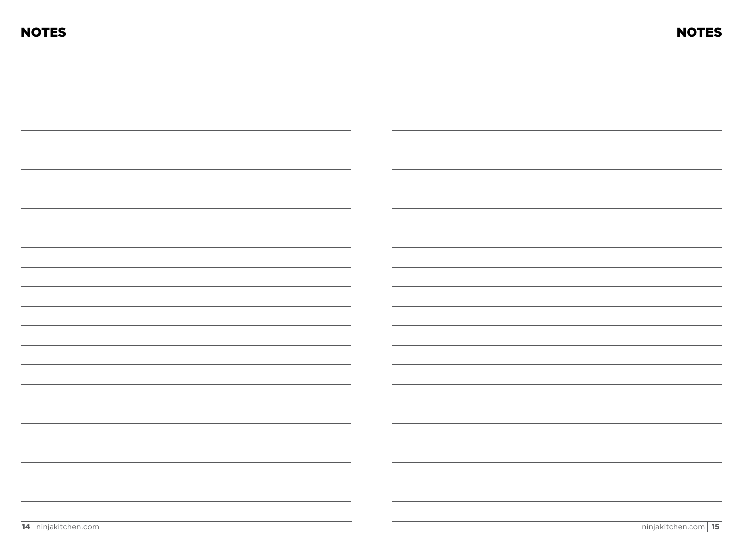## NOTES

## NOTES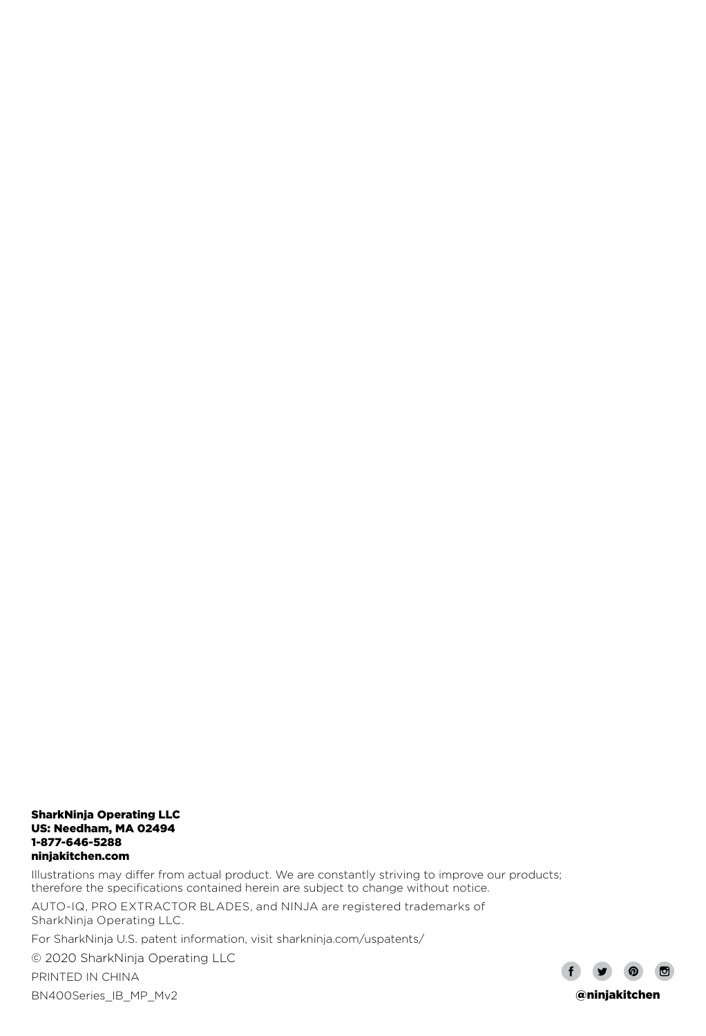**SharkNinja Operating LLC**
**US: Needham, MA 02494**
**1-877-646-5288**
**ninjakitchen.com**

Illustrations may differ from actual product. We are constantly striving to improve our products; therefore the specifications contained herein are subject to change without notice.

AUTO-IQ, PRO EXTRACTOR BLADES, and NINJA are registered trademarks of SharkNinja Operating LLC.

For SharkNinja U.S. patent information, visit sharkninja.com/uspatents/

© 2020 SharkNinja Operating LLC

PRINTED IN CHINA

BN400Series_IB_MP_Mv2

**@ninjakitchen**